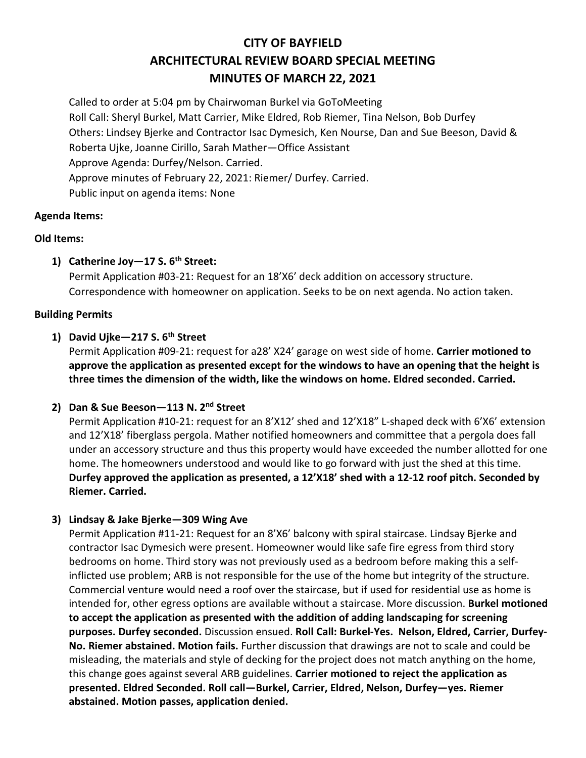# CITY OF BAYFIELD
# ARCHITECTURAL REVIEW BOARD SPECIAL MEETING
# MINUTES OF MARCH 22, 2021

Called to order at 5:04 pm by Chairwoman Burkel via GoToMeeting
Roll Call: Sheryl Burkel, Matt Carrier, Mike Eldred, Rob Riemer, Tina Nelson, Bob Durfey
Others: Lindsey Bjerke and Contractor Isac Dymesich, Ken Nourse, Dan and Sue Beeson, David & Roberta Ujke, Joanne Cirillo, Sarah Mather—Office Assistant
Approve Agenda: Durfey/Nelson. Carried.
Approve minutes of February 22, 2021: Riemer/ Durfey. Carried.
Public input on agenda items: None

**Agenda Items:**

**Old Items:**

1) **Catherine Joy—17 S. 6th Street:**
Permit Application #03-21: Request for an 18'X6' deck addition on accessory structure. Correspondence with homeowner on application. Seeks to be on next agenda. No action taken.

**Building Permits**

1) **David Ujke—217 S. 6th Street**
Permit Application #09-21: request for a28' X24' garage on west side of home. **Carrier motioned to approve the application as presented except for the windows to have an opening that the height is three times the dimension of the width, like the windows on home. Eldred seconded. Carried.**

2) **Dan & Sue Beeson—113 N. 2nd Street**
Permit Application #10-21: request for an 8'X12' shed and 12'X18" L-shaped deck with 6'X6' extension and 12'X18' fiberglass pergola. Mather notified homeowners and committee that a pergola does fall under an accessory structure and thus this property would have exceeded the number allotted for one home. The homeowners understood and would like to go forward with just the shed at this time. **Durfey approved the application as presented, a 12'X18' shed with a 12-12 roof pitch. Seconded by Riemer. Carried.**

3) **Lindsay & Jake Bjerke—309 Wing Ave**
Permit Application #11-21: Request for an 8'X6' balcony with spiral staircase. Lindsay Bjerke and contractor Isac Dymesich were present. Homeowner would like safe fire egress from third story bedrooms on home. Third story was not previously used as a bedroom before making this a self-inflicted use problem; ARB is not responsible for the use of the home but integrity of the structure. Commercial venture would need a roof over the staircase, but if used for residential use as home is intended for, other egress options are available without a staircase. More discussion. **Burkel motioned to accept the application as presented with the addition of adding landscaping for screening purposes. Durfey seconded.** Discussion ensued. **Roll Call: Burkel-Yes. Nelson, Eldred, Carrier, Durfey-No. Riemer abstained. Motion fails.** Further discussion that drawings are not to scale and could be misleading, the materials and style of decking for the project does not match anything on the home, this change goes against several ARB guidelines. **Carrier motioned to reject the application as presented. Eldred Seconded. Roll call—Burkel, Carrier, Eldred, Nelson, Durfey—yes. Riemer abstained. Motion passes, application denied.**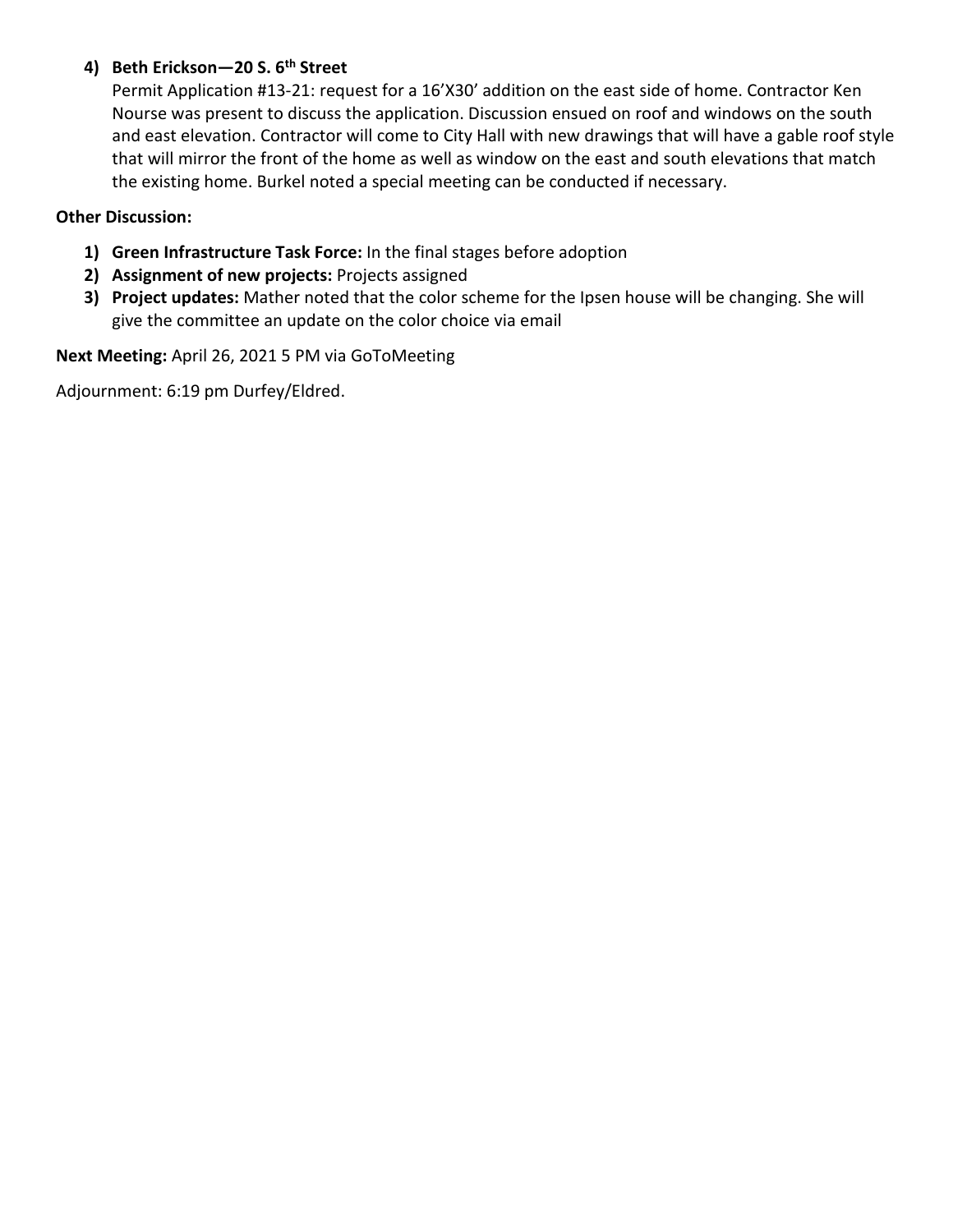4) **Beth Erickson—20 S. 6th Street**

   Permit Application #13-21: request for a 16'X30' addition on the east side of home. Contractor Ken Nourse was present to discuss the application. Discussion ensued on roof and windows on the south and east elevation. Contractor will come to City Hall with new drawings that will have a gable roof style that will mirror the front of the home as well as window on the east and south elevations that match the existing home. Burkel noted a special meeting can be conducted if necessary.

**Other Discussion:**

1) **Green Infrastructure Task Force:** In the final stages before adoption
2) **Assignment of new projects:** Projects assigned
3) **Project updates:** Mather noted that the color scheme for the Ipsen house will be changing. She will give the committee an update on the color choice via email

**Next Meeting:** April 26, 2021 5 PM via GoToMeeting

Adjournment: 6:19 pm Durfey/Eldred.